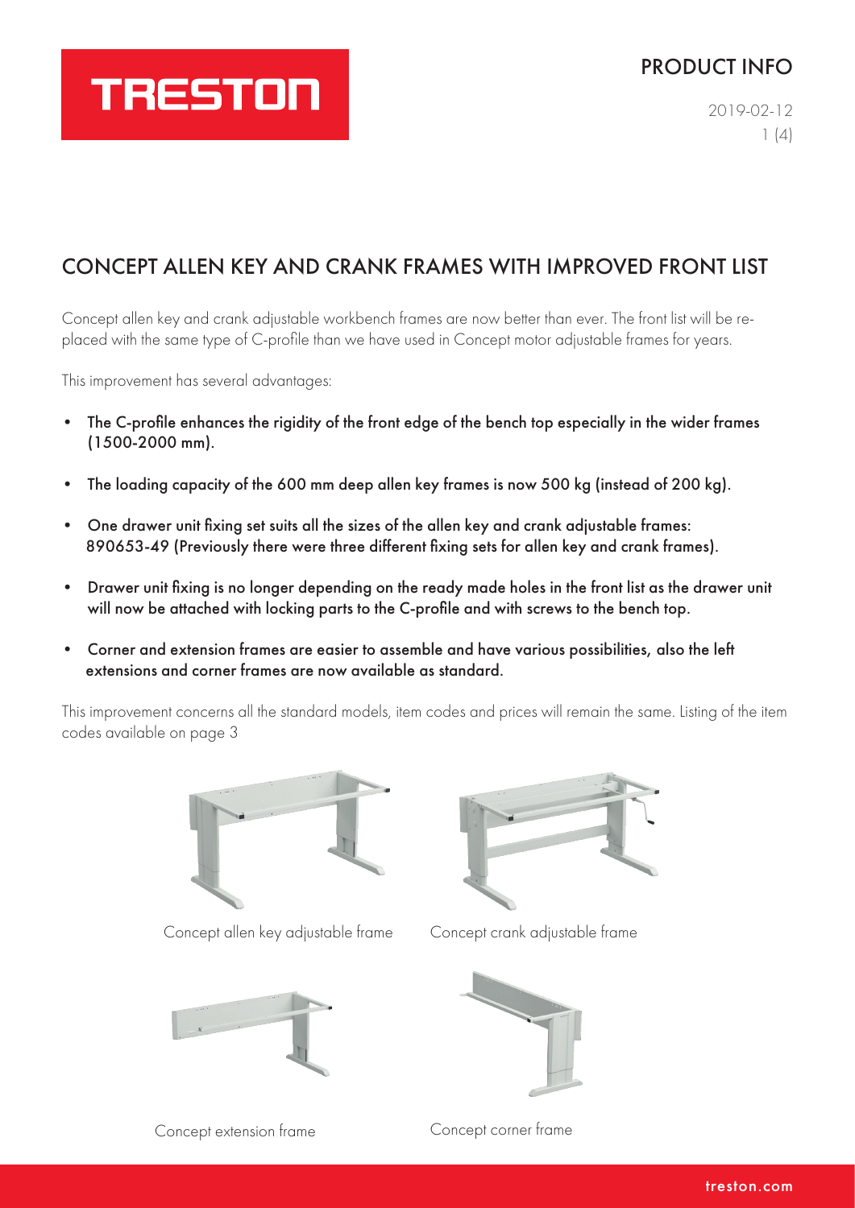# CONCEPT ALLEN KEY AND CRANK FRAMES WITH IMPROVED FRONT LIST

Concept allen key and crank adjustable workbench frames are now better than ever. The front list will be replaced with the same type of C-profile than we have used in Concept motor adjustable frames for years.

This improvement has several advantages:

- **The C-profile enhances the rigidity of the front edge of the bench top especially in the wider frames (1500-2000 mm).**
- **The loading capacity of the 600 mm deep allen key frames is now 500 kg (instead of 200 kg).**
- **One drawer unit fixing set suits all the sizes of the allen key and crank adjustable frames: 890653-49 (Previously there were three different fixing sets for allen key and crank frames).**
- **Drawer unit fixing is no longer depending on the ready made holes in the front list as the drawer unit will now be attached with locking parts to the C-profile and with screws to the bench top.**
- **Corner and extension frames are easier to assemble and have various possibilities, also the left extensions and corner frames are now available as standard.**

This improvement concerns all the standard models, item codes and prices will remain the same. Listing of the item codes available on page 3

Concept allen key adjustable frame

Concept crank adjustable frame

Concept extension frame

Concept corner frame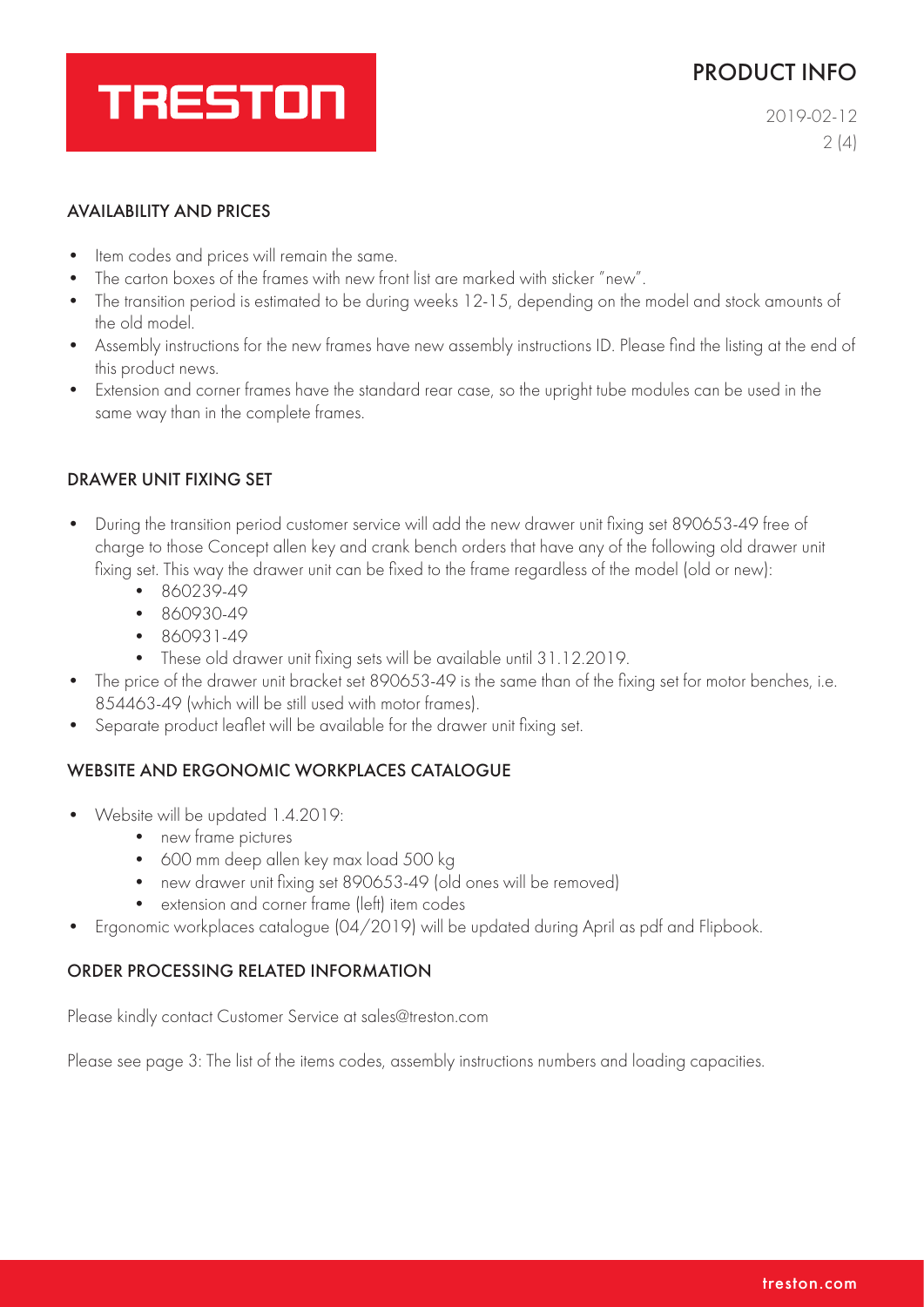## AVAILABILITY AND PRICES

- Item codes and prices will remain the same.
- The carton boxes of the frames with new front list are marked with sticker "new".
- The transition period is estimated to be during weeks 12-15, depending on the model and stock amounts of the old model.
- Assembly instructions for the new frames have new assembly instructions ID. Please find the listing at the end of this product news.
- Extension and corner frames have the standard rear case, so the upright tube modules can be used in the same way than in the complete frames.

## DRAWER UNIT FIXING SET

- During the transition period customer service will add the new drawer unit fixing set 890653-49 free of charge to those Concept allen key and crank bench orders that have any of the following old drawer unit fixing set. This way the drawer unit can be fixed to the frame regardless of the model (old or new):
  - 860239-49
  - 860930-49
  - 860931-49
  - These old drawer unit fixing sets will be available until 31.12.2019.
- The price of the drawer unit bracket set 890653-49 is the same than of the fixing set for motor benches, i.e. 854463-49 (which will be still used with motor frames).
- Separate product leaflet will be available for the drawer unit fixing set.

## WEBSITE AND ERGONOMIC WORKPLACES CATALOGUE

- Website will be updated 1.4.2019:
  - new frame pictures
  - 600 mm deep allen key max load 500 kg
  - new drawer unit fixing set 890653-49 (old ones will be removed)
  - extension and corner frame (left) item codes
- Ergonomic workplaces catalogue (04/2019) will be updated during April as pdf and Flipbook.

## ORDER PROCESSING RELATED INFORMATION

Please kindly contact Customer Service at sales@treston.com

Please see page 3: The list of the items codes, assembly instructions numbers and loading capacities.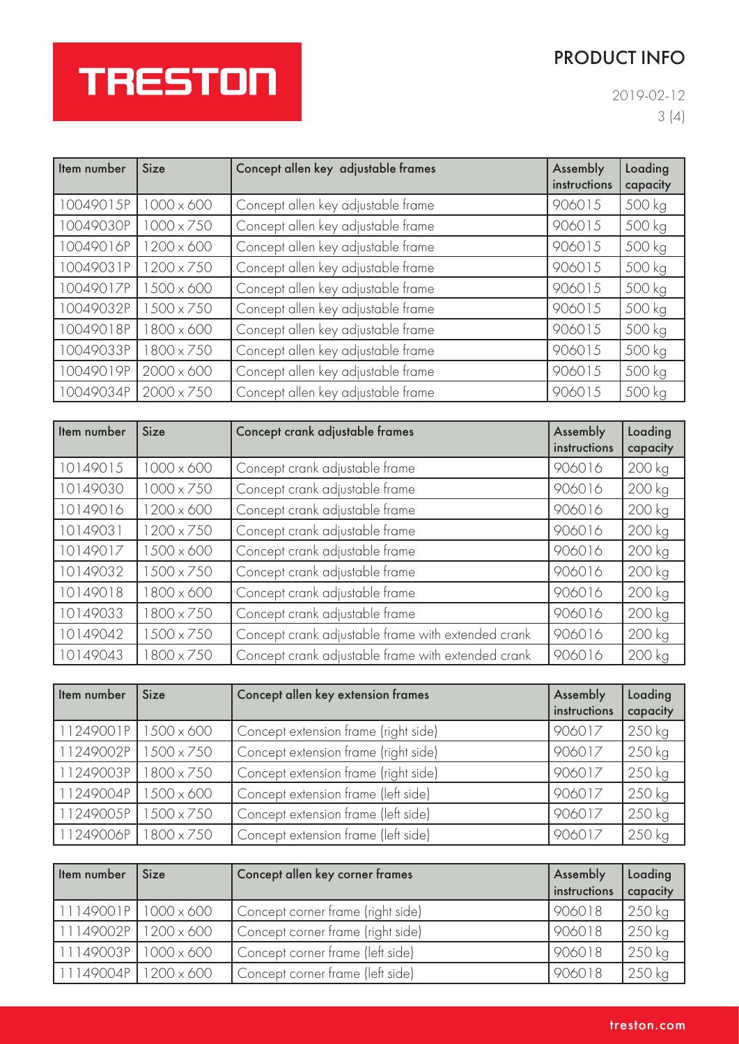| Item number | Size | Concept allen key adjustable frames | Assembly instructions | Loading capacity |
|---|---|---|---|---|
| 10049015P | 1000 x 600 | Concept allen key adjustable frame | 906015 | 500 kg |
| 10049030P | 1000 x 750 | Concept allen key adjustable frame | 906015 | 500 kg |
| 10049016P | 1200 x 600 | Concept allen key adjustable frame | 906015 | 500 kg |
| 10049031P | 1200 x 750 | Concept allen key adjustable frame | 906015 | 500 kg |
| 10049017P | 1500 x 600 | Concept allen key adjustable frame | 906015 | 500 kg |
| 10049032P | 1500 x 750 | Concept allen key adjustable frame | 906015 | 500 kg |
| 10049018P | 1800 x 600 | Concept allen key adjustable frame | 906015 | 500 kg |
| 10049033P | 1800 x 750 | Concept allen key adjustable frame | 906015 | 500 kg |
| 10049019P | 2000 x 600 | Concept allen key adjustable frame | 906015 | 500 kg |
| 10049034P | 2000 x 750 | Concept allen key adjustable frame | 906015 | 500 kg |

| Item number | Size | Concept crank adjustable frames | Assembly instructions | Loading capacity |
|---|---|---|---|---|
| 10149015 | 1000 x 600 | Concept crank adjustable frame | 906016 | 200 kg |
| 10149030 | 1000 x 750 | Concept crank adjustable frame | 906016 | 200 kg |
| 10149016 | 1200 x 600 | Concept crank adjustable frame | 906016 | 200 kg |
| 10149031 | 1200 x 750 | Concept crank adjustable frame | 906016 | 200 kg |
| 10149017 | 1500 x 600 | Concept crank adjustable frame | 906016 | 200 kg |
| 10149032 | 1500 x 750 | Concept crank adjustable frame | 906016 | 200 kg |
| 10149018 | 1800 x 600 | Concept crank adjustable frame | 906016 | 200 kg |
| 10149033 | 1800 x 750 | Concept crank adjustable frame | 906016 | 200 kg |
| 10149042 | 1500 x 750 | Concept crank adjustable frame with extended crank | 906016 | 200 kg |
| 10149043 | 1800 x 750 | Concept crank adjustable frame with extended crank | 906016 | 200 kg |

| Item number | Size | Concept allen key extension frames | Assembly instructions | Loading capacity |
|---|---|---|---|---|
| 11249001P | 1500 x 600 | Concept extension frame (right side) | 906017 | 250 kg |
| 11249002P | 1500 x 750 | Concept extension frame (right side) | 906017 | 250 kg |
| 11249003P | 1800 x 750 | Concept extension frame (right side) | 906017 | 250 kg |
| 11249004P | 1500 x 600 | Concept extension frame (left side) | 906017 | 250 kg |
| 11249005P | 1500 x 750 | Concept extension frame (left side) | 906017 | 250 kg |
| 11249006P | 1800 x 750 | Concept extension frame (left side) | 906017 | 250 kg |

| Item number | Size | Concept allen key corner frames | Assembly instructions | Loading capacity |
|---|---|---|---|---|
| 11149001P | 1000 x 600 | Concept corner frame (right side) | 906018 | 250 kg |
| 11149002P | 1200 x 600 | Concept corner frame (right side) | 906018 | 250 kg |
| 11149003P | 1000 x 600 | Concept corner frame (left side) | 906018 | 250 kg |
| 11149004P | 1200 x 600 | Concept corner frame (left side) | 906018 | 250 kg |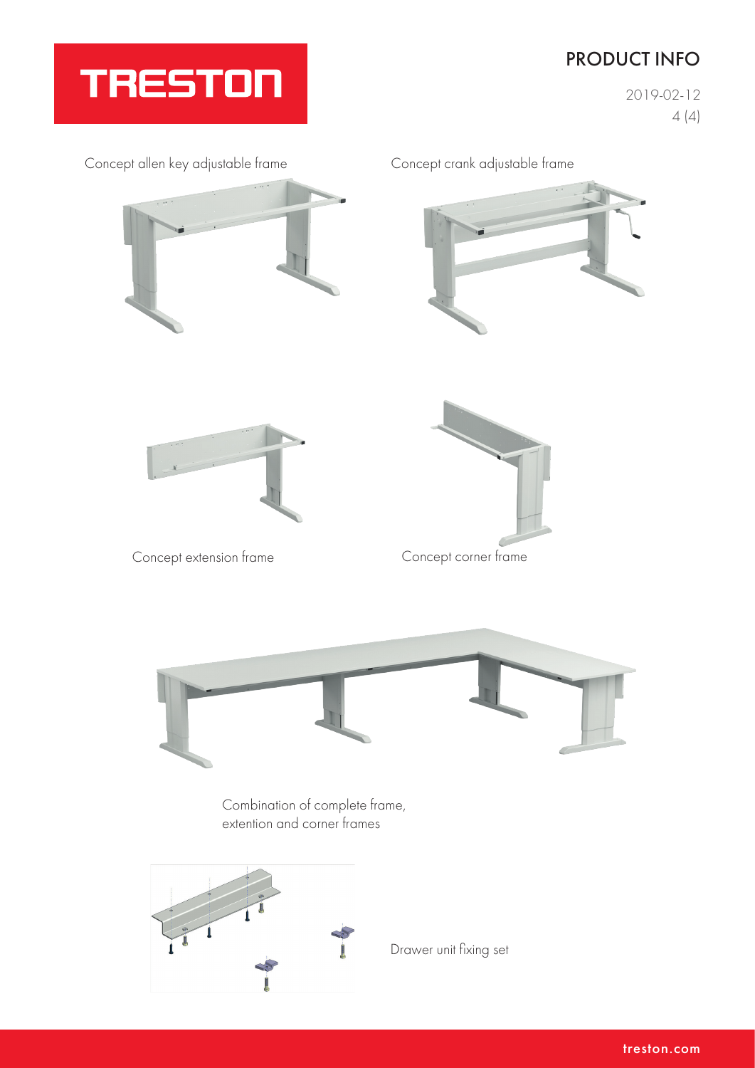Concept allen key adjustable frame

Concept crank adjustable frame

Concept extension frame

Concept corner frame

Combination of complete frame, extention and corner frames

Drawer unit fixing set